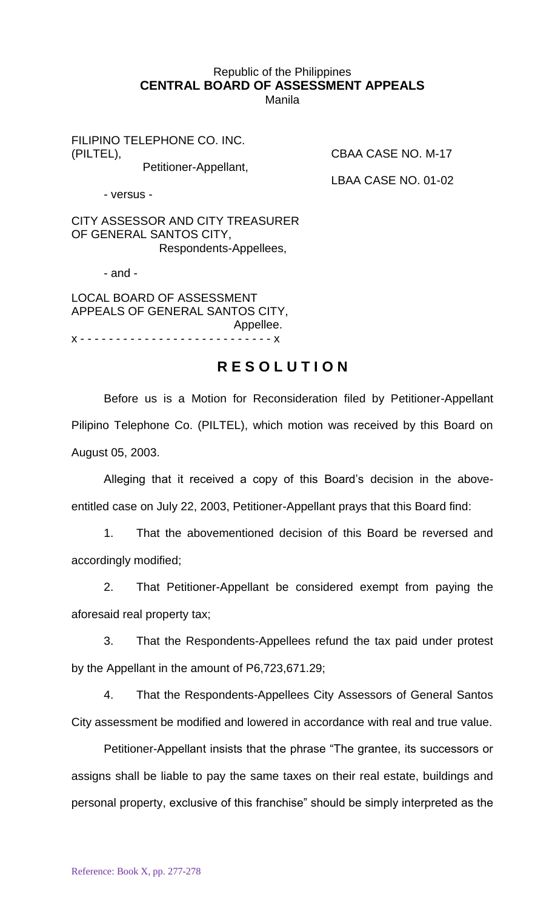Republic of the Philippines
**CENTRAL BOARD OF ASSESSMENT APPEALS**
Manila

FILIPINO TELEPHONE CO. INC. (PILTEL),
Petitioner-Appellant,

CBAA CASE NO. M-17

LBAA CASE NO. 01-02

- versus -

CITY ASSESSOR AND CITY TREASURER OF GENERAL SANTOS CITY,
Respondents-Appellees,

- and -

LOCAL BOARD OF ASSESSMENT APPEALS OF GENERAL SANTOS CITY,
Appellee.

x - - - - - - - - - - - - - - - - - - - - - - - - - - x

# R E S O L U T I O N

Before us is a Motion for Reconsideration filed by Petitioner-Appellant Pilipino Telephone Co. (PILTEL), which motion was received by this Board on August 05, 2003.

Alleging that it received a copy of this Board's decision in the above-entitled case on July 22, 2003, Petitioner-Appellant prays that this Board find:

1. That the abovementioned decision of this Board be reversed and accordingly modified;

2. That Petitioner-Appellant be considered exempt from paying the aforesaid real property tax;

3. That the Respondents-Appellees refund the tax paid under protest by the Appellant in the amount of P6,723,671.29;

4. That the Respondents-Appellees City Assessors of General Santos City assessment be modified and lowered in accordance with real and true value.

Petitioner-Appellant insists that the phrase "The grantee, its successors or assigns shall be liable to pay the same taxes on their real estate, buildings and personal property, exclusive of this franchise" should be simply interpreted as the

Reference: Book X, pp. 277-278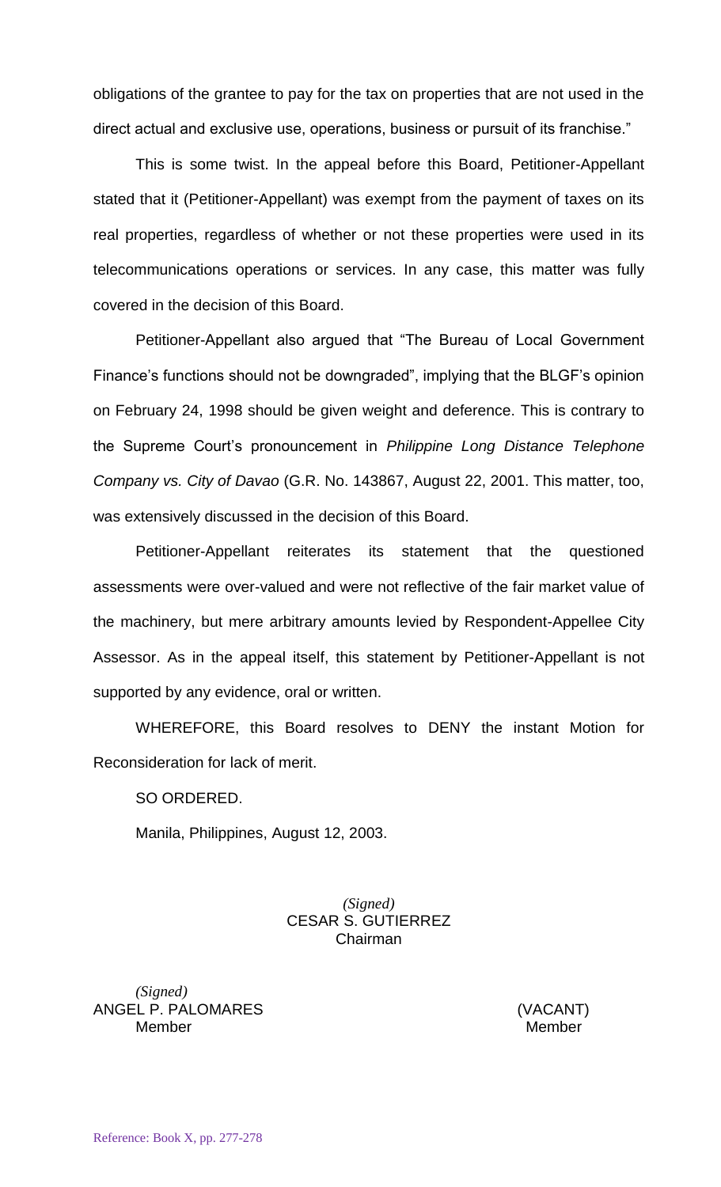obligations of the grantee to pay for the tax on properties that are not used in the direct actual and exclusive use, operations, business or pursuit of its franchise."

This is some twist. In the appeal before this Board, Petitioner-Appellant stated that it (Petitioner-Appellant) was exempt from the payment of taxes on its real properties, regardless of whether or not these properties were used in its telecommunications operations or services. In any case, this matter was fully covered in the decision of this Board.

Petitioner-Appellant also argued that "The Bureau of Local Government Finance's functions should not be downgraded", implying that the BLGF's opinion on February 24, 1998 should be given weight and deference. This is contrary to the Supreme Court's pronouncement in *Philippine Long Distance Telephone Company vs. City of Davao* (G.R. No. 143867, August 22, 2001. This matter, too, was extensively discussed in the decision of this Board.

Petitioner-Appellant reiterates its statement that the questioned assessments were over-valued and were not reflective of the fair market value of the machinery, but mere arbitrary amounts levied by Respondent-Appellee City Assessor. As in the appeal itself, this statement by Petitioner-Appellant is not supported by any evidence, oral or written.

WHEREFORE, this Board resolves to DENY the instant Motion for Reconsideration for lack of merit.

SO ORDERED.

Manila, Philippines, August 12, 2003.

*(Signed)*
CESAR S. GUTIERREZ
Chairman

*(Signed)*
ANGEL P. PALOMARES
Member

(VACANT)
Member

Reference: Book X, pp. 277-278